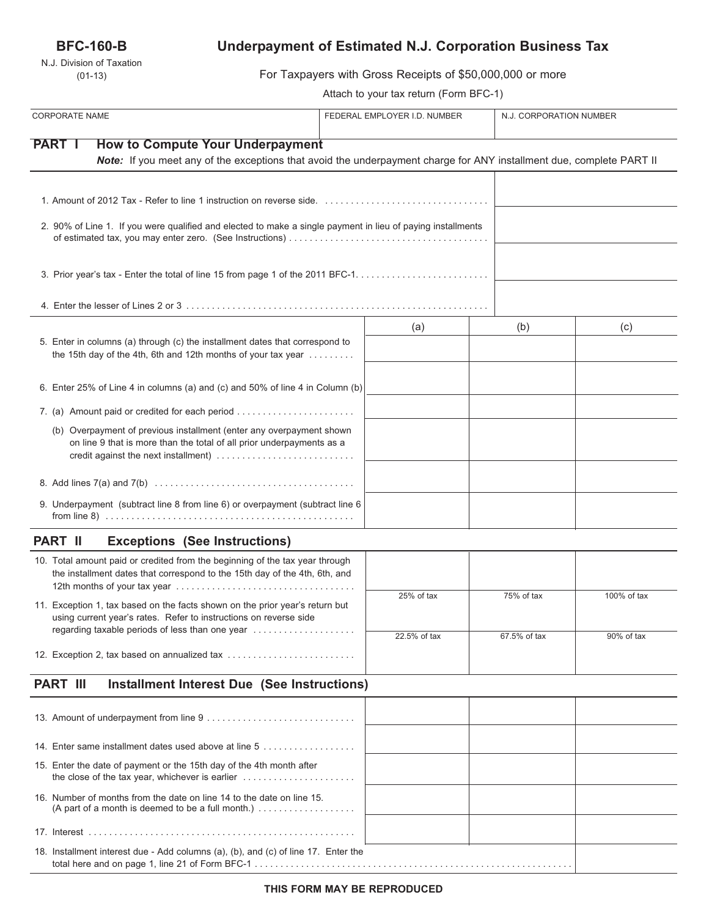**BFC-160-B**

N.J. Division of Taxation
(01-13)

# Underpayment of Estimated N.J. Corporation Business Tax

For Taxpayers with Gross Receipts of $50,000,000 or more

Attach to your tax return (Form BFC-1)

| CORPORATE NAME | FEDERAL EMPLOYER I.D. NUMBER | N.J. CORPORATION NUMBER |
|---|---|---|
| | | |

## PART I How to Compute Your Underpayment

***Note:*** *If you meet any of the exceptions that avoid the underpayment charge for ANY installment due, complete PART II*

| | |
|---|---|
| 1. Amount of 2012 Tax - Refer to line 1 instruction on reverse side. | |
| 2. 90% of Line 1. If you were qualified and elected to make a single payment in lieu of paying installments of estimated tax, you may enter zero. (See Instructions) | |
| 3. Prior year's tax - Enter the total of line 15 from page 1 of the 2011 BFC-1. | |
| 4. Enter the lesser of Lines 2 or 3 | |

| | (a) | (b) | (c) |
|---|---|---|---|
| 5. Enter in columns (a) through (c) the installment dates that correspond to the 15th day of the 4th, 6th and 12th months of your tax year | | | |
| 6. Enter 25% of Line 4 in columns (a) and (c) and 50% of line 4 in Column (b) | | | |
| 7. (a) Amount paid or credited for each period | | | |
| (b) Overpayment of previous installment (enter any overpayment shown on line 9 that is more than the total of all prior underpayments as a credit against the next installment) | | | |
| 8. Add lines 7(a) and 7(b) | | | |
| 9. Underpayment (subtract line 8 from line 6) or overpayment (subtract line 6 from line 8) | | | |

## PART II Exceptions (See Instructions)

| | (a) | (b) | (c) |
|---|---|---|---|
| 10. Total amount paid or credited from the beginning of the tax year through the installment dates that correspond to the 15th day of the 4th, 6th, and 12th months of your tax year | | | |
| 11. Exception 1, tax based on the facts shown on the prior year's return but using current year's rates. Refer to instructions on reverse side regarding taxable periods of less than one year | 25% of tax | 75% of tax | 100% of tax |
| 12. Exception 2, tax based on annualized tax | 22.5% of tax | 67.5% of tax | 90% of tax |

## PART III Installment Interest Due (See Instructions)

| | (a) | (b) | (c) |
|---|---|---|---|
| 13. Amount of underpayment from line 9 | | | |
| 14. Enter same installment dates used above at line 5 | | | |
| 15. Enter the date of payment or the 15th day of the 4th month after the close of the tax year, whichever is earlier | | | |
| 16. Number of months from the date on line 14 to the date on line 15. (A part of a month is deemed to be a full month.) | | | |
| 17. Interest | | | |
| 18. Installment interest due - Add columns (a), (b), and (c) of line 17. Enter the total here and on page 1, line 21 of Form BFC-1 | | | |

**THIS FORM MAY BE REPRODUCED**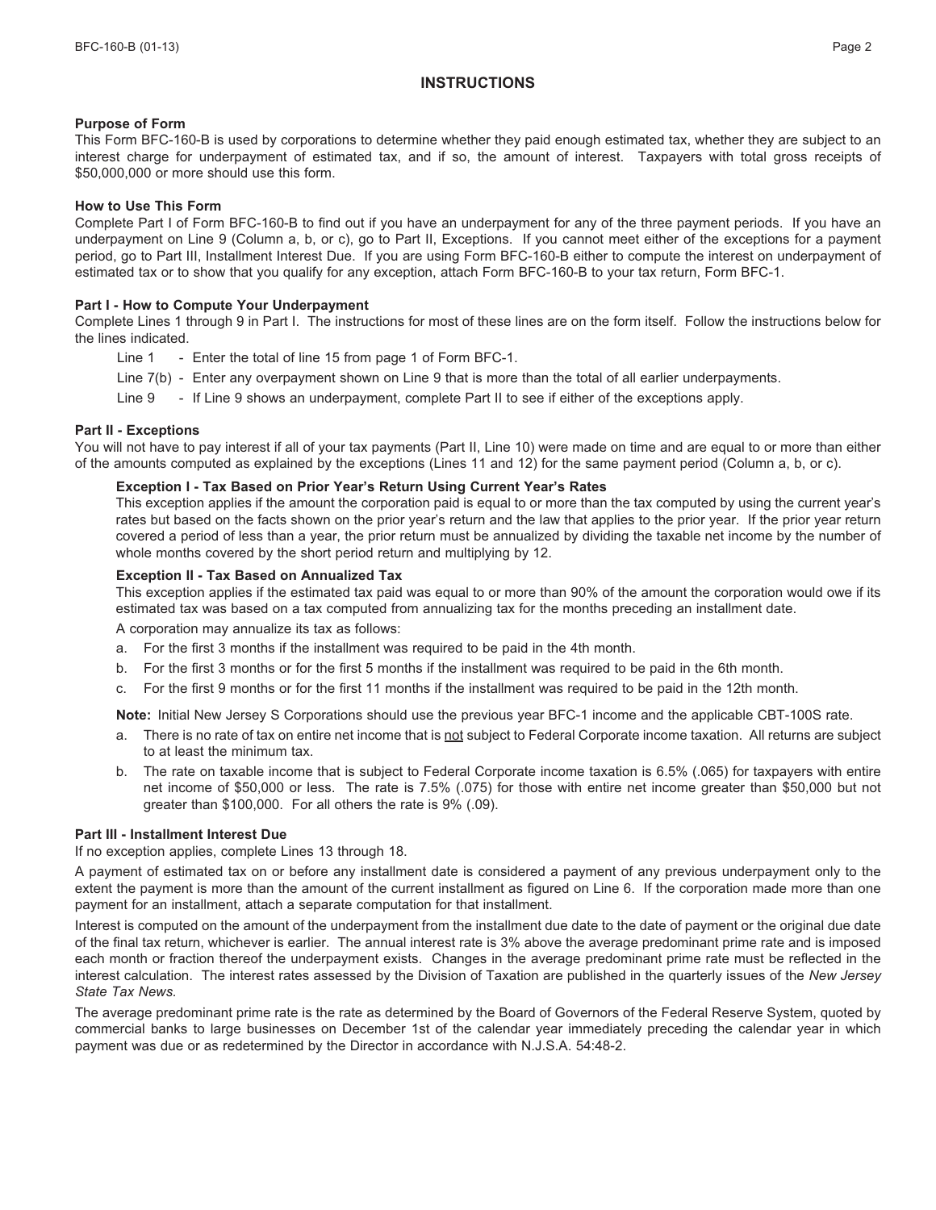# INSTRUCTIONS

### Purpose of Form

This Form BFC-160-B is used by corporations to determine whether they paid enough estimated tax, whether they are subject to an interest charge for underpayment of estimated tax, and if so, the amount of interest. Taxpayers with total gross receipts of $50,000,000 or more should use this form.

### How to Use This Form

Complete Part I of Form BFC-160-B to find out if you have an underpayment for any of the three payment periods. If you have an underpayment on Line 9 (Column a, b, or c), go to Part II, Exceptions. If you cannot meet either of the exceptions for a payment period, go to Part III, Installment Interest Due. If you are using Form BFC-160-B either to compute the interest on underpayment of estimated tax or to show that you qualify for any exception, attach Form BFC-160-B to your tax return, Form BFC-1.

### Part I - How to Compute Your Underpayment

Complete Lines 1 through 9 in Part I. The instructions for most of these lines are on the form itself. Follow the instructions below for the lines indicated.

- Line 1 - Enter the total of line 15 from page 1 of Form BFC-1.
- Line 7(b) - Enter any overpayment shown on Line 9 that is more than the total of all earlier underpayments.
- Line 9 - If Line 9 shows an underpayment, complete Part II to see if either of the exceptions apply.

### Part II - Exceptions

You will not have to pay interest if all of your tax payments (Part II, Line 10) were made on time and are equal to or more than either of the amounts computed as explained by the exceptions (Lines 11 and 12) for the same payment period (Column a, b, or c).

#### Exception I - Tax Based on Prior Year's Return Using Current Year's Rates

This exception applies if the amount the corporation paid is equal to or more than the tax computed by using the current year's rates but based on the facts shown on the prior year's return and the law that applies to the prior year. If the prior year return covered a period of less than a year, the prior return must be annualized by dividing the taxable net income by the number of whole months covered by the short period return and multiplying by 12.

#### Exception II - Tax Based on Annualized Tax

This exception applies if the estimated tax paid was equal to or more than 90% of the amount the corporation would owe if its estimated tax was based on a tax computed from annualizing tax for the months preceding an installment date.

A corporation may annualize its tax as follows:

a. For the first 3 months if the installment was required to be paid in the 4th month.
b. For the first 3 months or for the first 5 months if the installment was required to be paid in the 6th month.
c. For the first 9 months or for the first 11 months if the installment was required to be paid in the 12th month.

**Note:** Initial New Jersey S Corporations should use the previous year BFC-1 income and the applicable CBT-100S rate.

a. There is no rate of tax on entire net income that is not subject to Federal Corporate income taxation. All returns are subject to at least the minimum tax.
b. The rate on taxable income that is subject to Federal Corporate income taxation is 6.5% (.065) for taxpayers with entire net income of $50,000 or less. The rate is 7.5% (.075) for those with entire net income greater than $50,000 but not greater than $100,000. For all others the rate is 9% (.09).

### Part III - Installment Interest Due

If no exception applies, complete Lines 13 through 18.

A payment of estimated tax on or before any installment date is considered a payment of any previous underpayment only to the extent the payment is more than the amount of the current installment as figured on Line 6. If the corporation made more than one payment for an installment, attach a separate computation for that installment.

Interest is computed on the amount of the underpayment from the installment due date to the date of payment or the original due date of the final tax return, whichever is earlier. The annual interest rate is 3% above the average predominant prime rate and is imposed each month or fraction thereof the underpayment exists. Changes in the average predominant prime rate must be reflected in the interest calculation. The interest rates assessed by the Division of Taxation are published in the quarterly issues of the *New Jersey State Tax News.*

The average predominant prime rate is the rate as determined by the Board of Governors of the Federal Reserve System, quoted by commercial banks to large businesses on December 1st of the calendar year immediately preceding the calendar year in which payment was due or as redetermined by the Director in accordance with N.J.S.A. 54:48-2.